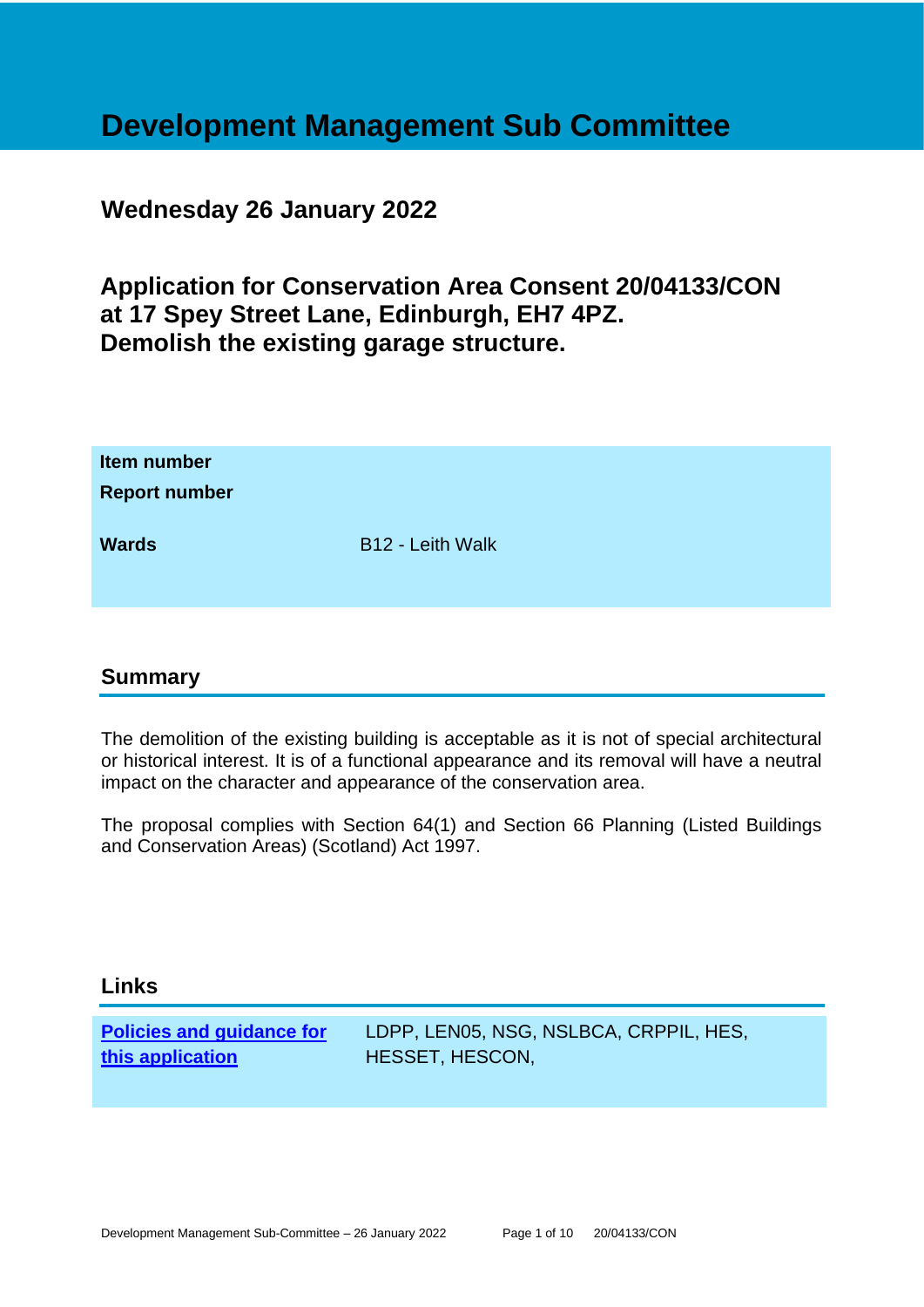# Development Management Sub Committee

## Wednesday 26 January 2022

## Application for Conservation Area Consent 20/04133/CON at 17 Spey Street Lane, Edinburgh, EH7 4PZ. Demolish the existing garage structure.

| | |
|---|---|
| **Item number** | |
| **Report number** | |
| **Wards** | B12 - Leith Walk |

## Summary

The demolition of the existing building is acceptable as it is not of special architectural or historical interest. It is of a functional appearance and its removal will have a neutral impact on the character and appearance of the conservation area.

The proposal complies with Section 64(1) and Section 66 Planning (Listed Buildings and Conservation Areas) (Scotland) Act 1997.

## Links

| | |
|---|---|
| **Policies and guidance for this application** | LDPP, LEN05, NSG, NSLBCA, CRPPIL, HES, HESSET, HESCON, |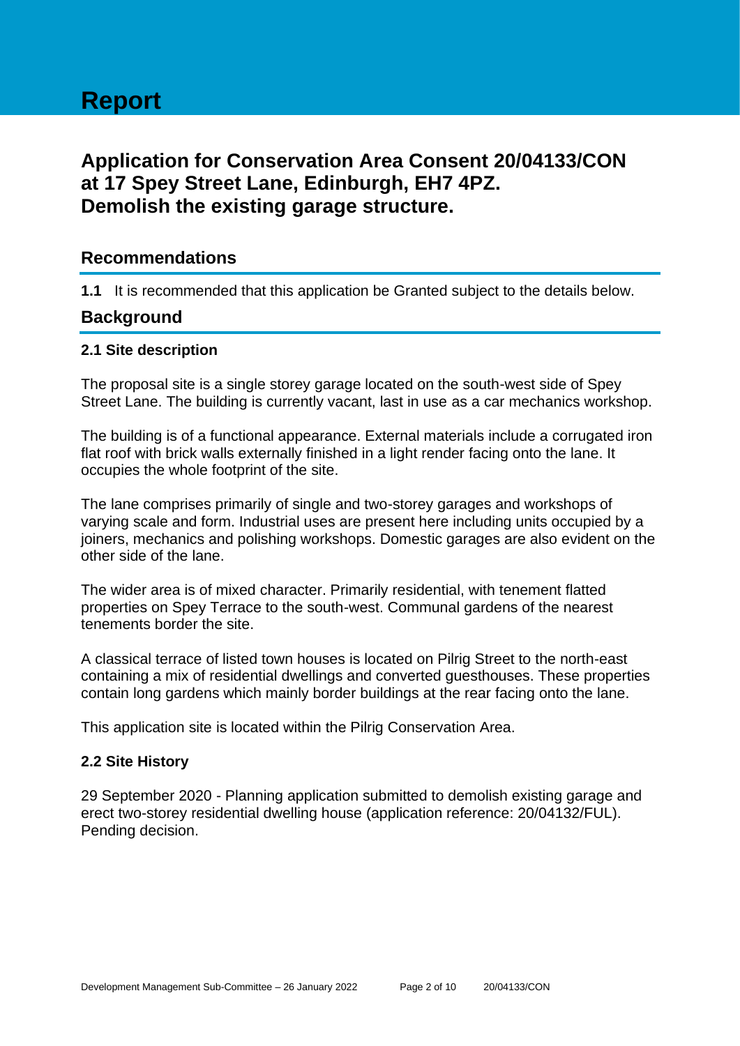# Report

## Application for Conservation Area Consent 20/04133/CON at 17 Spey Street Lane, Edinburgh, EH7 4PZ. Demolish the existing garage structure.

### Recommendations

**1.1** It is recommended that this application be Granted subject to the details below.

### Background

#### 2.1 Site description

The proposal site is a single storey garage located on the south-west side of Spey Street Lane. The building is currently vacant, last in use as a car mechanics workshop.

The building is of a functional appearance. External materials include a corrugated iron flat roof with brick walls externally finished in a light render facing onto the lane. It occupies the whole footprint of the site.

The lane comprises primarily of single and two-storey garages and workshops of varying scale and form. Industrial uses are present here including units occupied by a joiners, mechanics and polishing workshops. Domestic garages are also evident on the other side of the lane.

The wider area is of mixed character. Primarily residential, with tenement flatted properties on Spey Terrace to the south-west. Communal gardens of the nearest tenements border the site.

A classical terrace of listed town houses is located on Pilrig Street to the north-east containing a mix of residential dwellings and converted guesthouses. These properties contain long gardens which mainly border buildings at the rear facing onto the lane.

This application site is located within the Pilrig Conservation Area.

#### 2.2 Site History

29 September 2020 - Planning application submitted to demolish existing garage and erect two-storey residential dwelling house (application reference: 20/04132/FUL). Pending decision.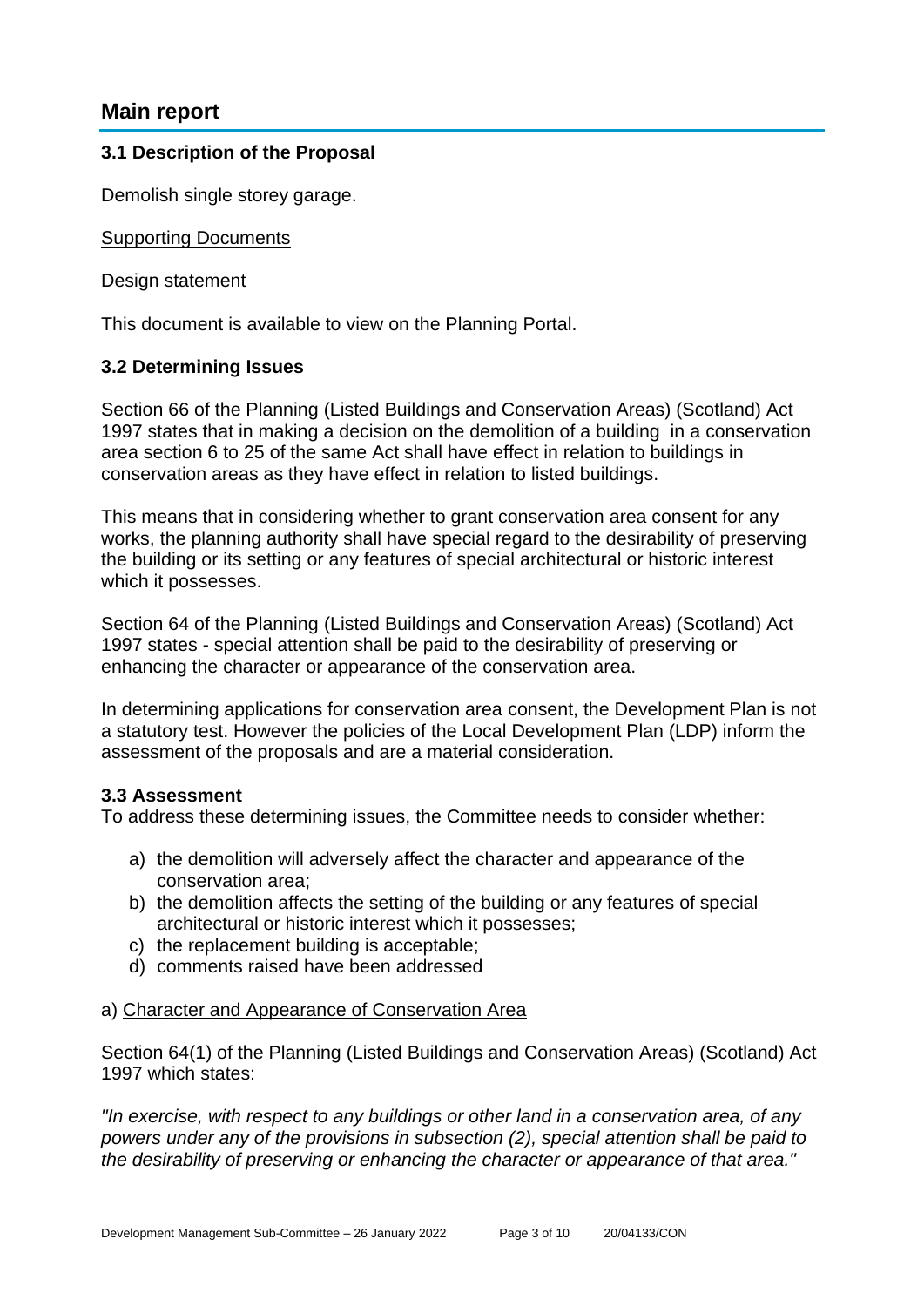## Main report

### 3.1 Description of the Proposal

Demolish single storey garage.

Supporting Documents

Design statement

This document is available to view on the Planning Portal.

### 3.2 Determining Issues

Section 66 of the Planning (Listed Buildings and Conservation Areas) (Scotland) Act 1997 states that in making a decision on the demolition of a building in a conservation area section 6 to 25 of the same Act shall have effect in relation to buildings in conservation areas as they have effect in relation to listed buildings.

This means that in considering whether to grant conservation area consent for any works, the planning authority shall have special regard to the desirability of preserving the building or its setting or any features of special architectural or historic interest which it possesses.

Section 64 of the Planning (Listed Buildings and Conservation Areas) (Scotland) Act 1997 states - special attention shall be paid to the desirability of preserving or enhancing the character or appearance of the conservation area.

In determining applications for conservation area consent, the Development Plan is not a statutory test. However the policies of the Local Development Plan (LDP) inform the assessment of the proposals and are a material consideration.

### 3.3 Assessment

To address these determining issues, the Committee needs to consider whether:

a) the demolition will adversely affect the character and appearance of the conservation area;
b) the demolition affects the setting of the building or any features of special architectural or historic interest which it possesses;
c) the replacement building is acceptable;
d) comments raised have been addressed

a) Character and Appearance of Conservation Area

Section 64(1) of the Planning (Listed Buildings and Conservation Areas) (Scotland) Act 1997 which states:

*"In exercise, with respect to any buildings or other land in a conservation area, of any powers under any of the provisions in subsection (2), special attention shall be paid to the desirability of preserving or enhancing the character or appearance of that area."*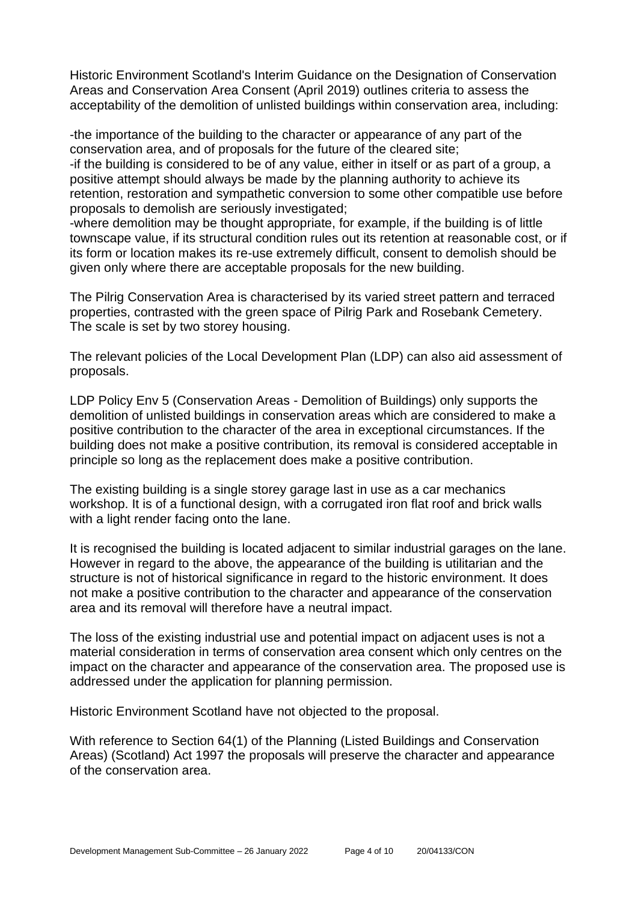Historic Environment Scotland's Interim Guidance on the Designation of Conservation Areas and Conservation Area Consent (April 2019) outlines criteria to assess the acceptability of the demolition of unlisted buildings within conservation area, including:

-the importance of the building to the character or appearance of any part of the conservation area, and of proposals for the future of the cleared site;
-if the building is considered to be of any value, either in itself or as part of a group, a positive attempt should always be made by the planning authority to achieve its retention, restoration and sympathetic conversion to some other compatible use before proposals to demolish are seriously investigated;
-where demolition may be thought appropriate, for example, if the building is of little townscape value, if its structural condition rules out its retention at reasonable cost, or if its form or location makes its re-use extremely difficult, consent to demolish should be given only where there are acceptable proposals for the new building.

The Pilrig Conservation Area is characterised by its varied street pattern and terraced properties, contrasted with the green space of Pilrig Park and Rosebank Cemetery. The scale is set by two storey housing.

The relevant policies of the Local Development Plan (LDP) can also aid assessment of proposals.

LDP Policy Env 5 (Conservation Areas - Demolition of Buildings) only supports the demolition of unlisted buildings in conservation areas which are considered to make a positive contribution to the character of the area in exceptional circumstances. If the building does not make a positive contribution, its removal is considered acceptable in principle so long as the replacement does make a positive contribution.

The existing building is a single storey garage last in use as a car mechanics workshop. It is of a functional design, with a corrugated iron flat roof and brick walls with a light render facing onto the lane.

It is recognised the building is located adjacent to similar industrial garages on the lane. However in regard to the above, the appearance of the building is utilitarian and the structure is not of historical significance in regard to the historic environment. It does not make a positive contribution to the character and appearance of the conservation area and its removal will therefore have a neutral impact.

The loss of the existing industrial use and potential impact on adjacent uses is not a material consideration in terms of conservation area consent which only centres on the impact on the character and appearance of the conservation area. The proposed use is addressed under the application for planning permission.

Historic Environment Scotland have not objected to the proposal.

With reference to Section 64(1) of the Planning (Listed Buildings and Conservation Areas) (Scotland) Act 1997 the proposals will preserve the character and appearance of the conservation area.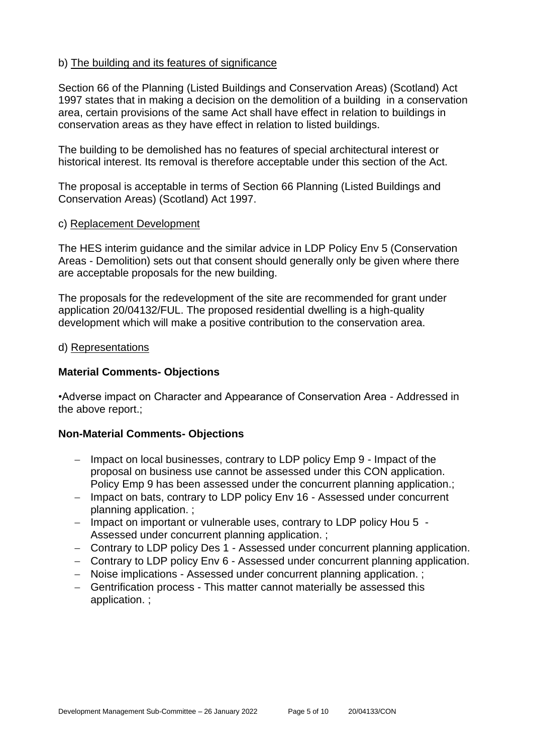b) <u>The building and its features of significance</u>

Section 66 of the Planning (Listed Buildings and Conservation Areas) (Scotland) Act 1997 states that in making a decision on the demolition of a building in a conservation area, certain provisions of the same Act shall have effect in relation to buildings in conservation areas as they have effect in relation to listed buildings.

The building to be demolished has no features of special architectural interest or historical interest. Its removal is therefore acceptable under this section of the Act.

The proposal is acceptable in terms of Section 66 Planning (Listed Buildings and Conservation Areas) (Scotland) Act 1997.

c) <u>Replacement Development</u>

The HES interim guidance and the similar advice in LDP Policy Env 5 (Conservation Areas - Demolition) sets out that consent should generally only be given where there are acceptable proposals for the new building.

The proposals for the redevelopment of the site are recommended for grant under application 20/04132/FUL. The proposed residential dwelling is a high-quality development which will make a positive contribution to the conservation area.

d) <u>Representations</u>

**Material Comments- Objections**

•Adverse impact on Character and Appearance of Conservation Area - Addressed in the above report.;

**Non-Material Comments- Objections**

- Impact on local businesses, contrary to LDP policy Emp 9 - Impact of the proposal on business use cannot be assessed under this CON application. Policy Emp 9 has been assessed under the concurrent planning application.;
- Impact on bats, contrary to LDP policy Env 16 - Assessed under concurrent planning application. ;
- Impact on important or vulnerable uses, contrary to LDP policy Hou 5 - Assessed under concurrent planning application. ;
- Contrary to LDP policy Des 1 - Assessed under concurrent planning application.
- Contrary to LDP policy Env 6 - Assessed under concurrent planning application.
- Noise implications - Assessed under concurrent planning application. ;
- Gentrification process - This matter cannot materially be assessed this application. ;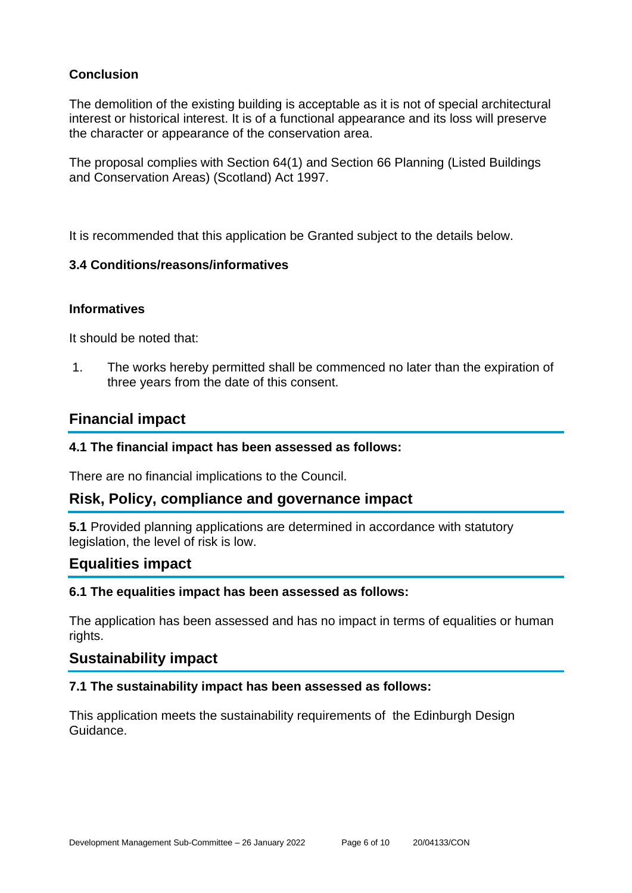**Conclusion**

The demolition of the existing building is acceptable as it is not of special architectural interest or historical interest. It is of a functional appearance and its loss will preserve the character or appearance of the conservation area.

The proposal complies with Section 64(1) and Section 66 Planning (Listed Buildings and Conservation Areas) (Scotland) Act 1997.

It is recommended that this application be Granted subject to the details below.

**3.4 Conditions/reasons/informatives**

**Informatives**

It should be noted that:

1. The works hereby permitted shall be commenced no later than the expiration of three years from the date of this consent.

## Financial impact

**4.1 The financial impact has been assessed as follows:**

There are no financial implications to the Council.

## Risk, Policy, compliance and governance impact

**5.1** Provided planning applications are determined in accordance with statutory legislation, the level of risk is low.

## Equalities impact

**6.1 The equalities impact has been assessed as follows:**

The application has been assessed and has no impact in terms of equalities or human rights.

## Sustainability impact

**7.1 The sustainability impact has been assessed as follows:**

This application meets the sustainability requirements of the Edinburgh Design Guidance.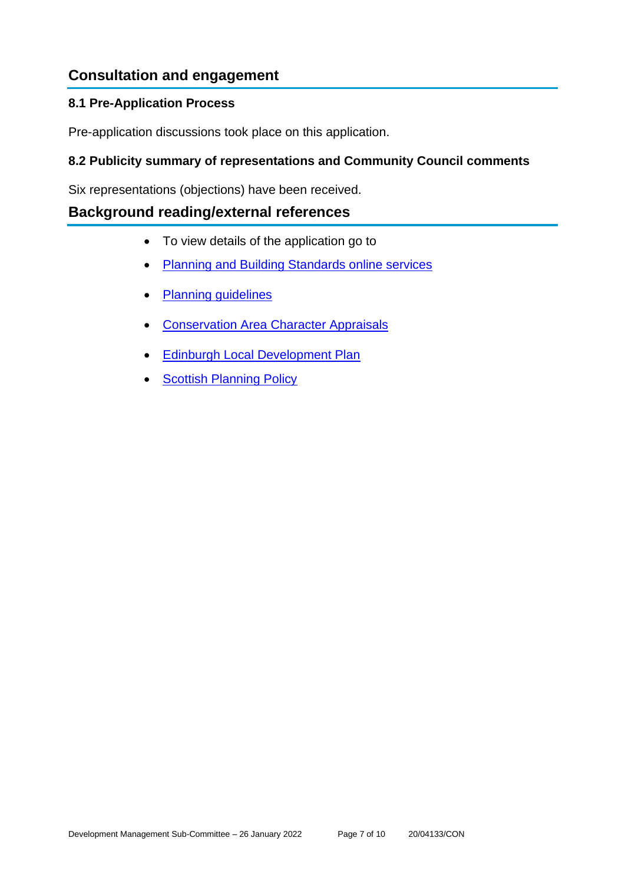## Consultation and engagement

### 8.1 Pre-Application Process

Pre-application discussions took place on this application.

### 8.2 Publicity summary of representations and Community Council comments

Six representations (objections) have been received.

## Background reading/external references

- To view details of the application go to
- Planning and Building Standards online services
- Planning guidelines
- Conservation Area Character Appraisals
- Edinburgh Local Development Plan
- Scottish Planning Policy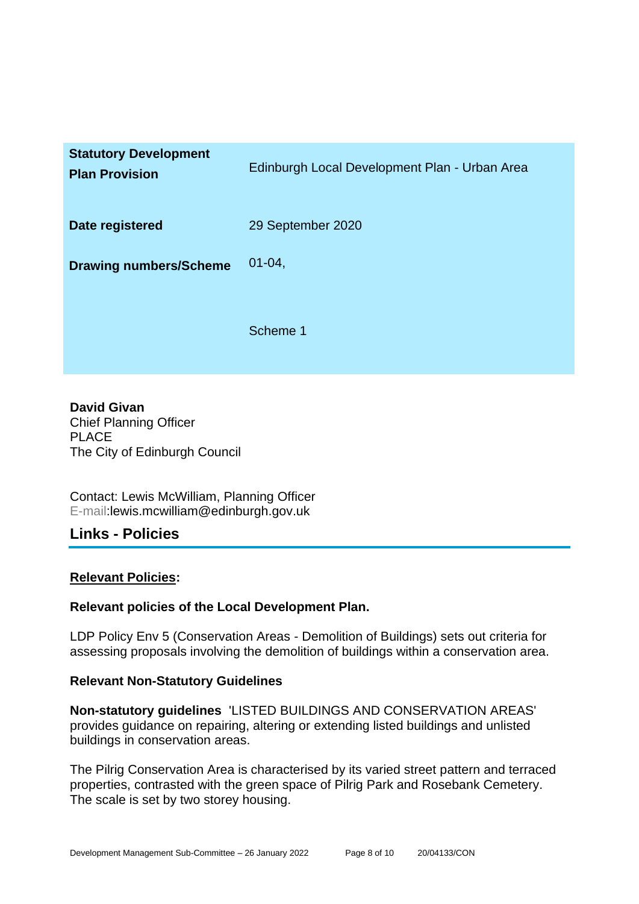| | |
|---|---|
| **Statutory Development Plan Provision** | Edinburgh Local Development Plan - Urban Area |
| **Date registered** | 29 September 2020 |
| **Drawing numbers/Scheme** | 01-04,<br><br>Scheme 1 |

**David Givan**
Chief Planning Officer
PLACE
The City of Edinburgh Council

Contact: Lewis McWilliam, Planning Officer
E-mail:lewis.mcwilliam@edinburgh.gov.uk

## Links - Policies

**Relevant Policies:**

**Relevant policies of the Local Development Plan.**

LDP Policy Env 5 (Conservation Areas - Demolition of Buildings) sets out criteria for assessing proposals involving the demolition of buildings within a conservation area.

**Relevant Non-Statutory Guidelines**

**Non-statutory guidelines** 'LISTED BUILDINGS AND CONSERVATION AREAS' provides guidance on repairing, altering or extending listed buildings and unlisted buildings in conservation areas.

The Pilrig Conservation Area is characterised by its varied street pattern and terraced properties, contrasted with the green space of Pilrig Park and Rosebank Cemetery. The scale is set by two storey housing.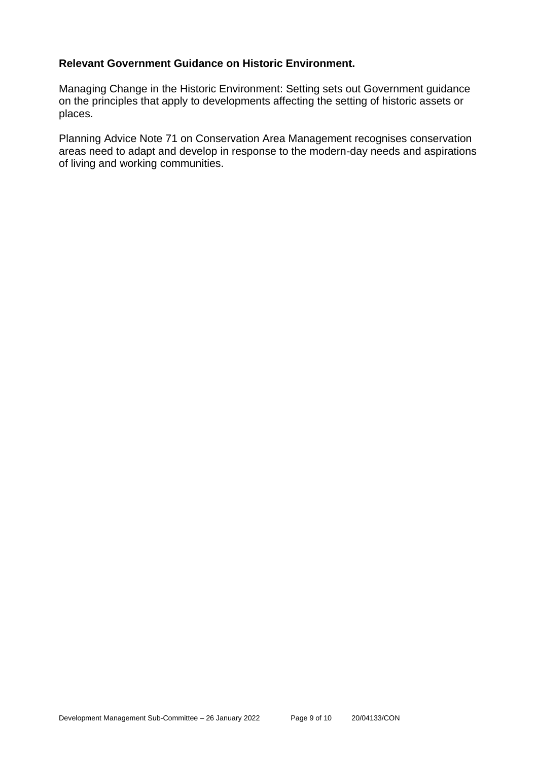**Relevant Government Guidance on Historic Environment.**

Managing Change in the Historic Environment: Setting sets out Government guidance on the principles that apply to developments affecting the setting of historic assets or places.

Planning Advice Note 71 on Conservation Area Management recognises conservation areas need to adapt and develop in response to the modern-day needs and aspirations of living and working communities.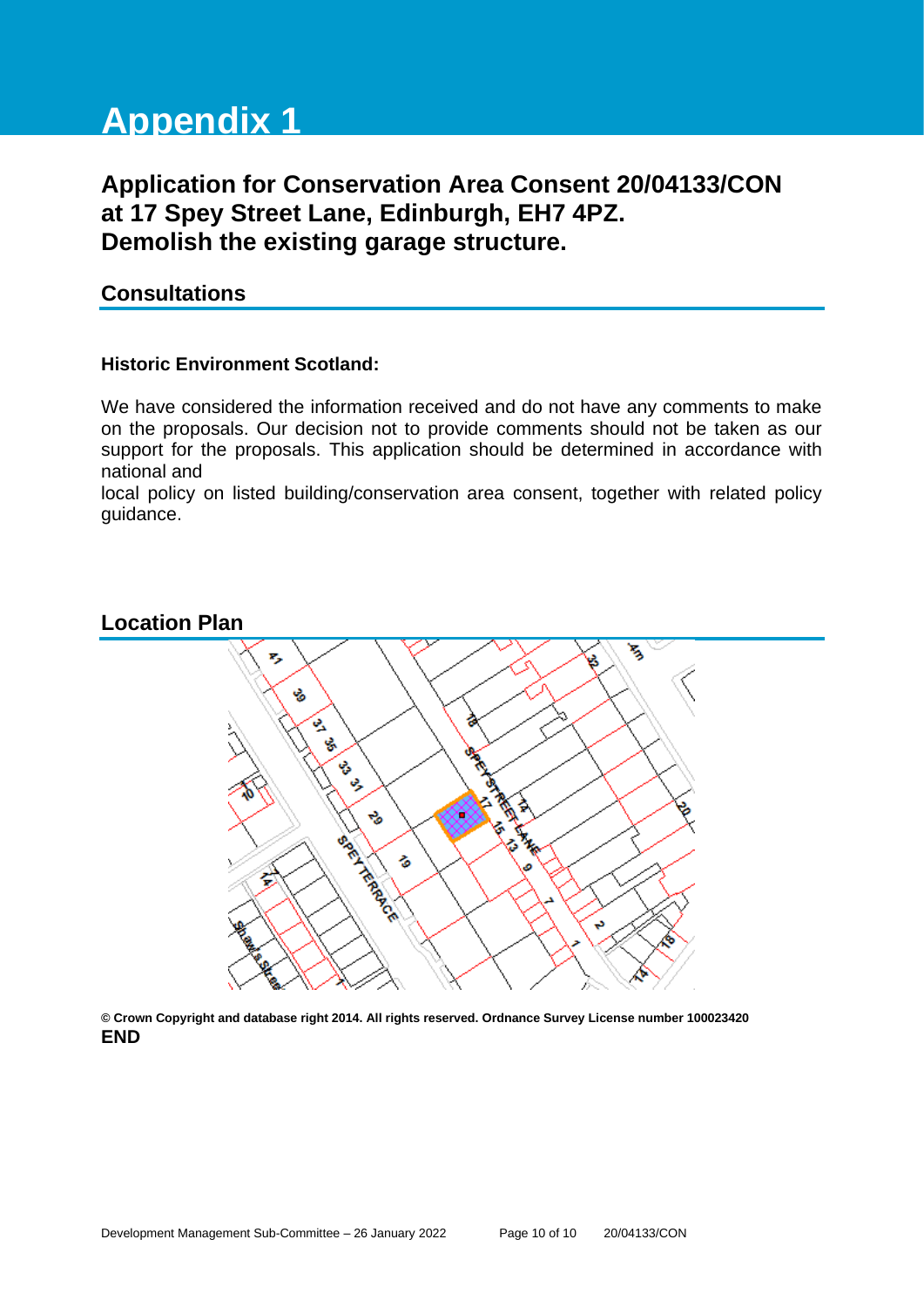# Appendix 1

## Application for Conservation Area Consent 20/04133/CON at 17 Spey Street Lane, Edinburgh, EH7 4PZ. Demolish the existing garage structure.

### Consultations

**Historic Environment Scotland:**

We have considered the information received and do not have any comments to make on the proposals. Our decision not to provide comments should not be taken as our support for the proposals. This application should be determined in accordance with national and local policy on listed building/conservation area consent, together with related policy guidance.

### Location Plan

**© Crown Copyright and database right 2014. All rights reserved. Ordnance Survey License number 100023420**

**END**